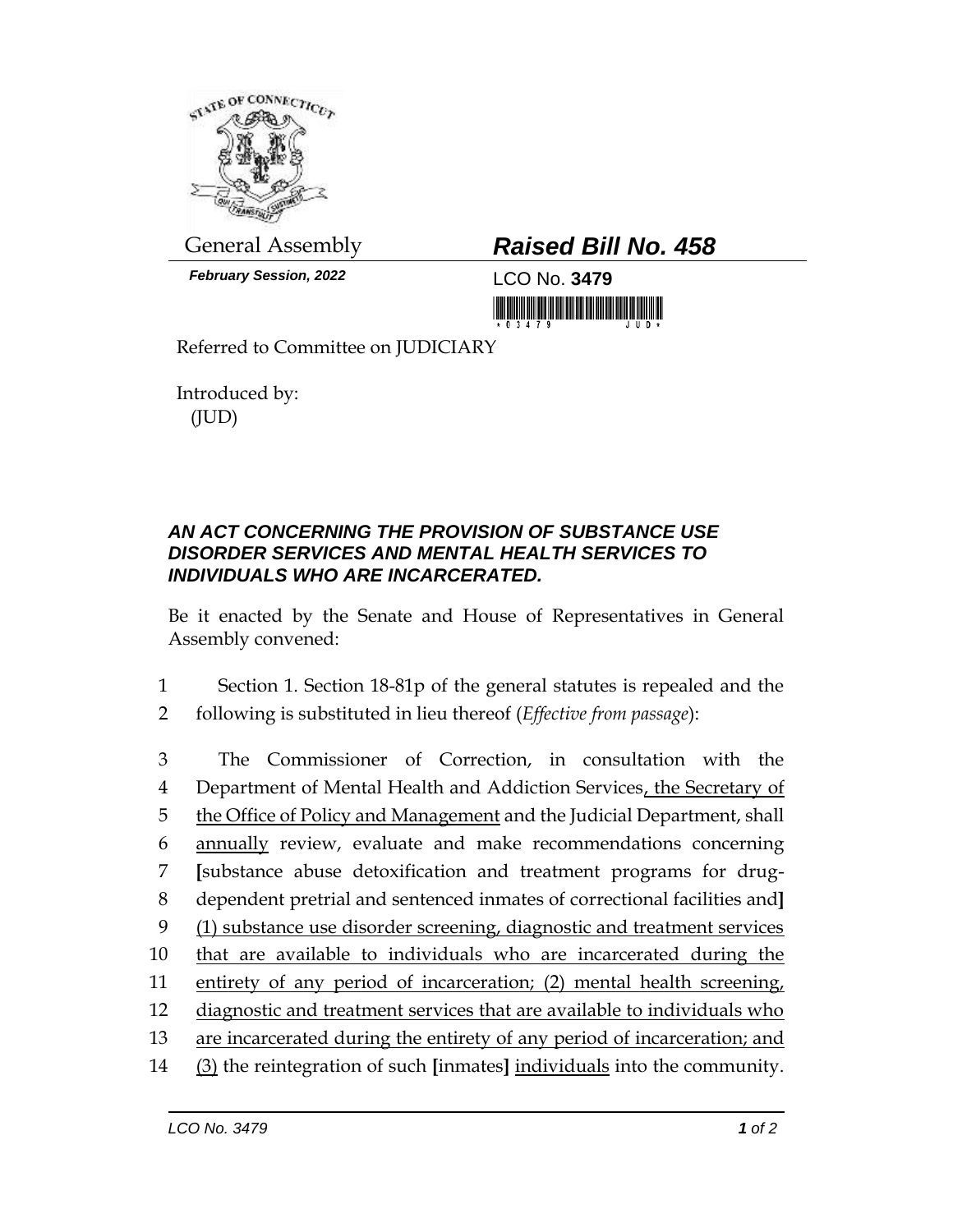General Assembly

***February Session, 2022***

## *Raised Bill No. 458*

LCO No. **3479**

Referred to Committee on JUDICIARY

Introduced by:
(JUD)

### *AN ACT CONCERNING THE PROVISION OF SUBSTANCE USE DISORDER SERVICES AND MENTAL HEALTH SERVICES TO INDIVIDUALS WHO ARE INCARCERATED.*

Be it enacted by the Senate and House of Representatives in General Assembly convened:

1 Section 1. Section 18-81p of the general statutes is repealed and the
2 following is substituted in lieu thereof (*Effective from passage*):

3 The Commissioner of Correction, in consultation with the
4 Department of Mental Health and Addiction Services, the Secretary of
5 the Office of Policy and Management and the Judicial Department, shall
6 annually review, evaluate and make recommendations concerning
7 [substance abuse detoxification and treatment programs for drug-
8 dependent pretrial and sentenced inmates of correctional facilities and]
9 (1) substance use disorder screening, diagnostic and treatment services
10 that are available to individuals who are incarcerated during the
11 entirety of any period of incarceration; (2) mental health screening,
12 diagnostic and treatment services that are available to individuals who
13 are incarcerated during the entirety of any period of incarceration; and
14 (3) the reintegration of such [inmates] individuals into the community.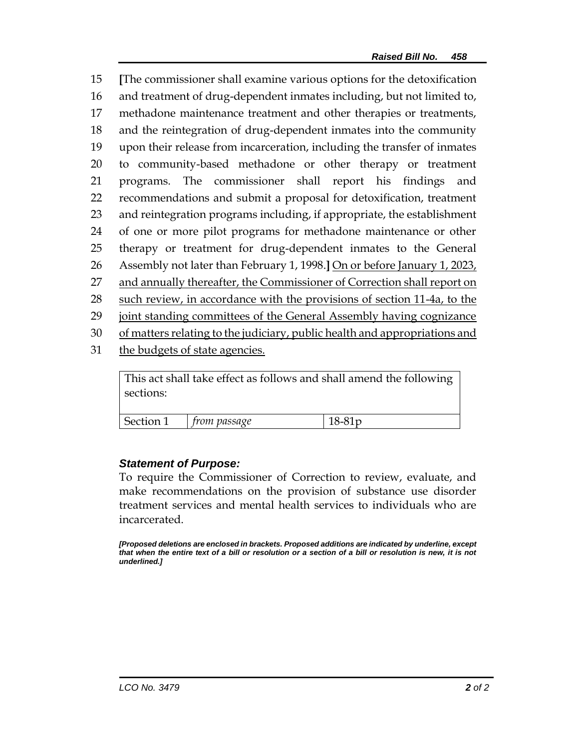[The commissioner shall examine various options for the detoxification and treatment of drug-dependent inmates including, but not limited to, methadone maintenance treatment and other therapies or treatments, and the reintegration of drug-dependent inmates into the community upon their release from incarceration, including the transfer of inmates to community-based methadone or other therapy or treatment programs. The commissioner shall report his findings and recommendations and submit a proposal for detoxification, treatment and reintegration programs including, if appropriate, the establishment of one or more pilot programs for methadone maintenance or other therapy or treatment for drug-dependent inmates to the General Assembly not later than February 1, 1998.] <u>On or before January 1, 2023, and annually thereafter, the Commissioner of Correction shall report on such review, in accordance with the provisions of section 11-4a, to the joint standing committees of the General Assembly having cognizance of matters relating to the judiciary, public health and appropriations and the budgets of state agencies.</u>

| This act shall take effect as follows and shall amend the following sections: | | |
|---|---|---|
| Section 1 | *from passage* | 18-81p |

### *Statement of Purpose:*

To require the Commissioner of Correction to review, evaluate, and make recommendations on the provision of substance use disorder treatment services and mental health services to individuals who are incarcerated.

***[Proposed deletions are enclosed in brackets. Proposed additions are indicated by underline, except that when the entire text of a bill or resolution or a section of a bill or resolution is new, it is not underlined.]***